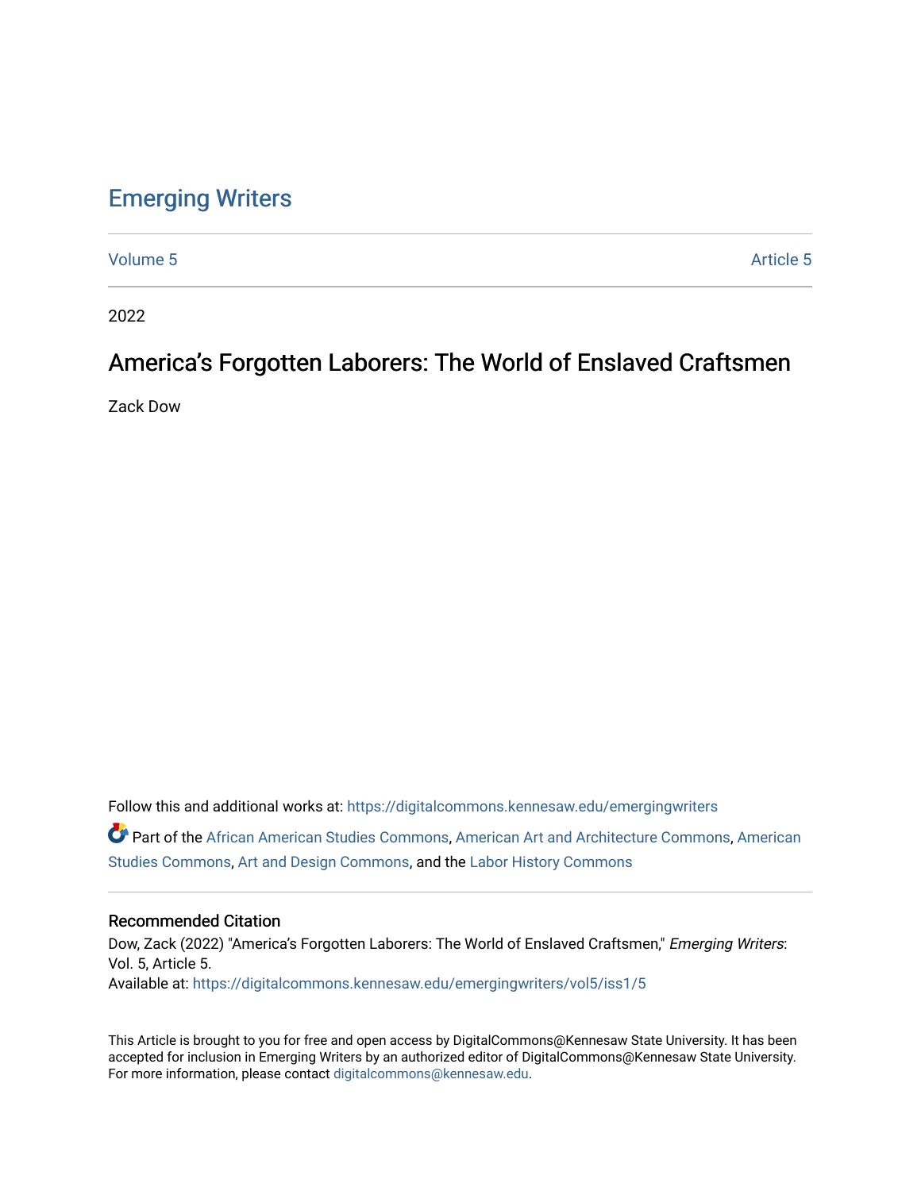# Emerging Writers

Volume 5 Article 5

2022

## America's Forgotten Laborers: The World of Enslaved Craftsmen

Zack Dow

Follow this and additional works at: https://digitalcommons.kennesaw.edu/emergingwriters

Part of the African American Studies Commons, American Art and Architecture Commons, American Studies Commons, Art and Design Commons, and the Labor History Commons

### Recommended Citation

Dow, Zack (2022) "America's Forgotten Laborers: The World of Enslaved Craftsmen," *Emerging Writers*: Vol. 5, Article 5.
Available at: https://digitalcommons.kennesaw.edu/emergingwriters/vol5/iss1/5

This Article is brought to you for free and open access by DigitalCommons@Kennesaw State University. It has been accepted for inclusion in Emerging Writers by an authorized editor of DigitalCommons@Kennesaw State University. For more information, please contact digitalcommons@kennesaw.edu.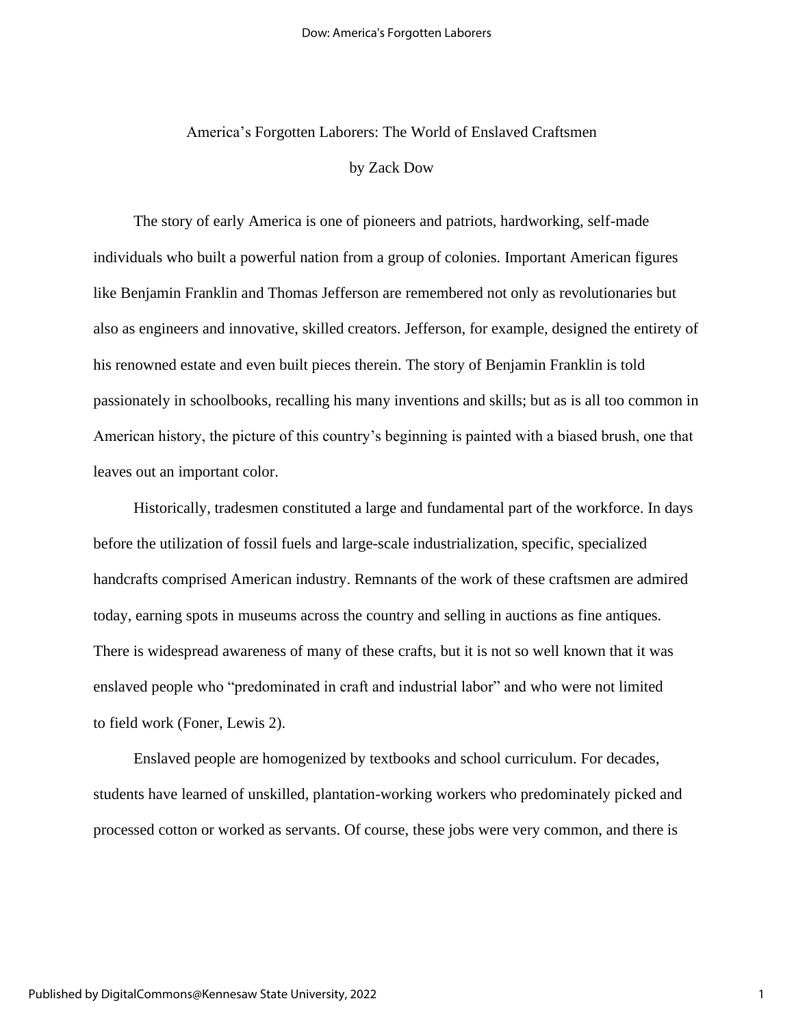America's Forgotten Laborers: The World of Enslaved Craftsmen

by Zack Dow

The story of early America is one of pioneers and patriots, hardworking, self-made individuals who built a powerful nation from a group of colonies. Important American figures like Benjamin Franklin and Thomas Jefferson are remembered not only as revolutionaries but also as engineers and innovative, skilled creators. Jefferson, for example, designed the entirety of his renowned estate and even built pieces therein. The story of Benjamin Franklin is told passionately in schoolbooks, recalling his many inventions and skills; but as is all too common in American history, the picture of this country's beginning is painted with a biased brush, one that leaves out an important color.

Historically, tradesmen constituted a large and fundamental part of the workforce. In days before the utilization of fossil fuels and large-scale industrialization, specific, specialized handcrafts comprised American industry. Remnants of the work of these craftsmen are admired today, earning spots in museums across the country and selling in auctions as fine antiques. There is widespread awareness of many of these crafts, but it is not so well known that it was enslaved people who "predominated in craft and industrial labor" and who were not limited to field work (Foner, Lewis 2).

Enslaved people are homogenized by textbooks and school curriculum. For decades, students have learned of unskilled, plantation-working workers who predominately picked and processed cotton or worked as servants. Of course, these jobs were very common, and there is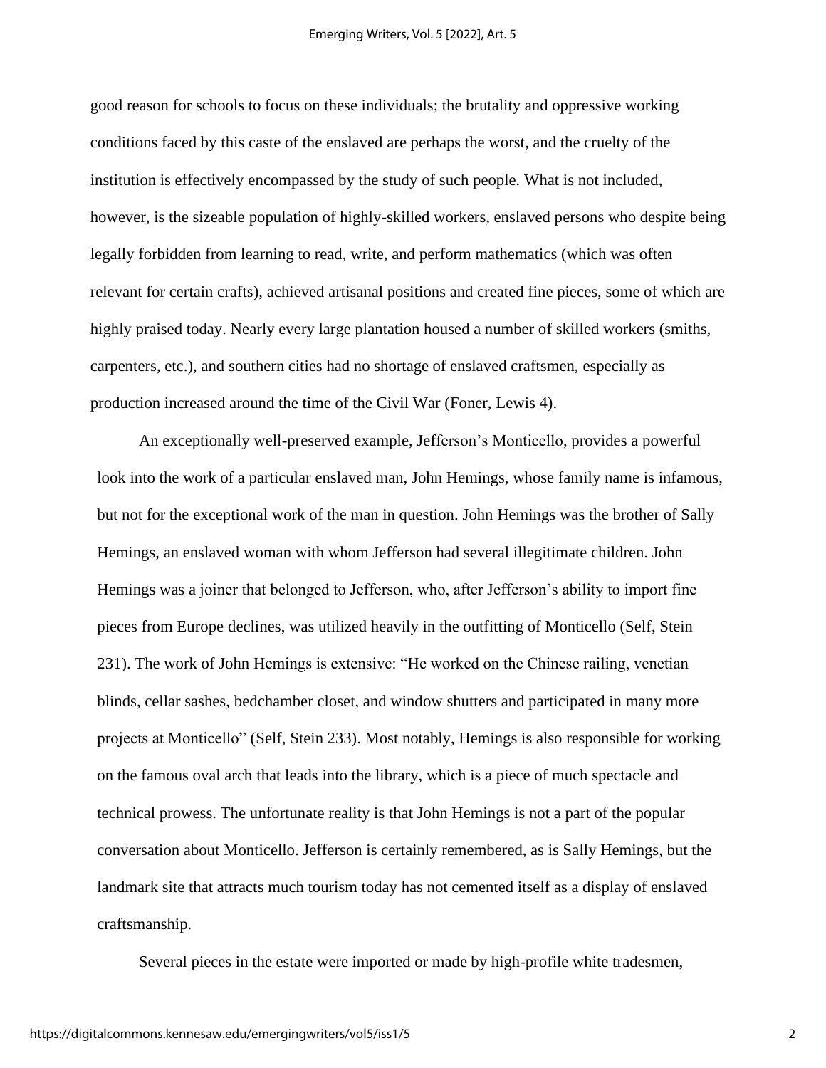good reason for schools to focus on these individuals; the brutality and oppressive working conditions faced by this caste of the enslaved are perhaps the worst, and the cruelty of the institution is effectively encompassed by the study of such people. What is not included, however, is the sizeable population of highly-skilled workers, enslaved persons who despite being legally forbidden from learning to read, write, and perform mathematics (which was often relevant for certain crafts), achieved artisanal positions and created fine pieces, some of which are highly praised today. Nearly every large plantation housed a number of skilled workers (smiths, carpenters, etc.), and southern cities had no shortage of enslaved craftsmen, especially as production increased around the time of the Civil War (Foner, Lewis 4).

An exceptionally well-preserved example, Jefferson's Monticello, provides a powerful look into the work of a particular enslaved man, John Hemings, whose family name is infamous, but not for the exceptional work of the man in question. John Hemings was the brother of Sally Hemings, an enslaved woman with whom Jefferson had several illegitimate children. John Hemings was a joiner that belonged to Jefferson, who, after Jefferson's ability to import fine pieces from Europe declines, was utilized heavily in the outfitting of Monticello (Self, Stein 231). The work of John Hemings is extensive: "He worked on the Chinese railing, venetian blinds, cellar sashes, bedchamber closet, and window shutters and participated in many more projects at Monticello" (Self, Stein 233). Most notably, Hemings is also responsible for working on the famous oval arch that leads into the library, which is a piece of much spectacle and technical prowess. The unfortunate reality is that John Hemings is not a part of the popular conversation about Monticello. Jefferson is certainly remembered, as is Sally Hemings, but the landmark site that attracts much tourism today has not cemented itself as a display of enslaved craftsmanship.

Several pieces in the estate were imported or made by high-profile white tradesmen,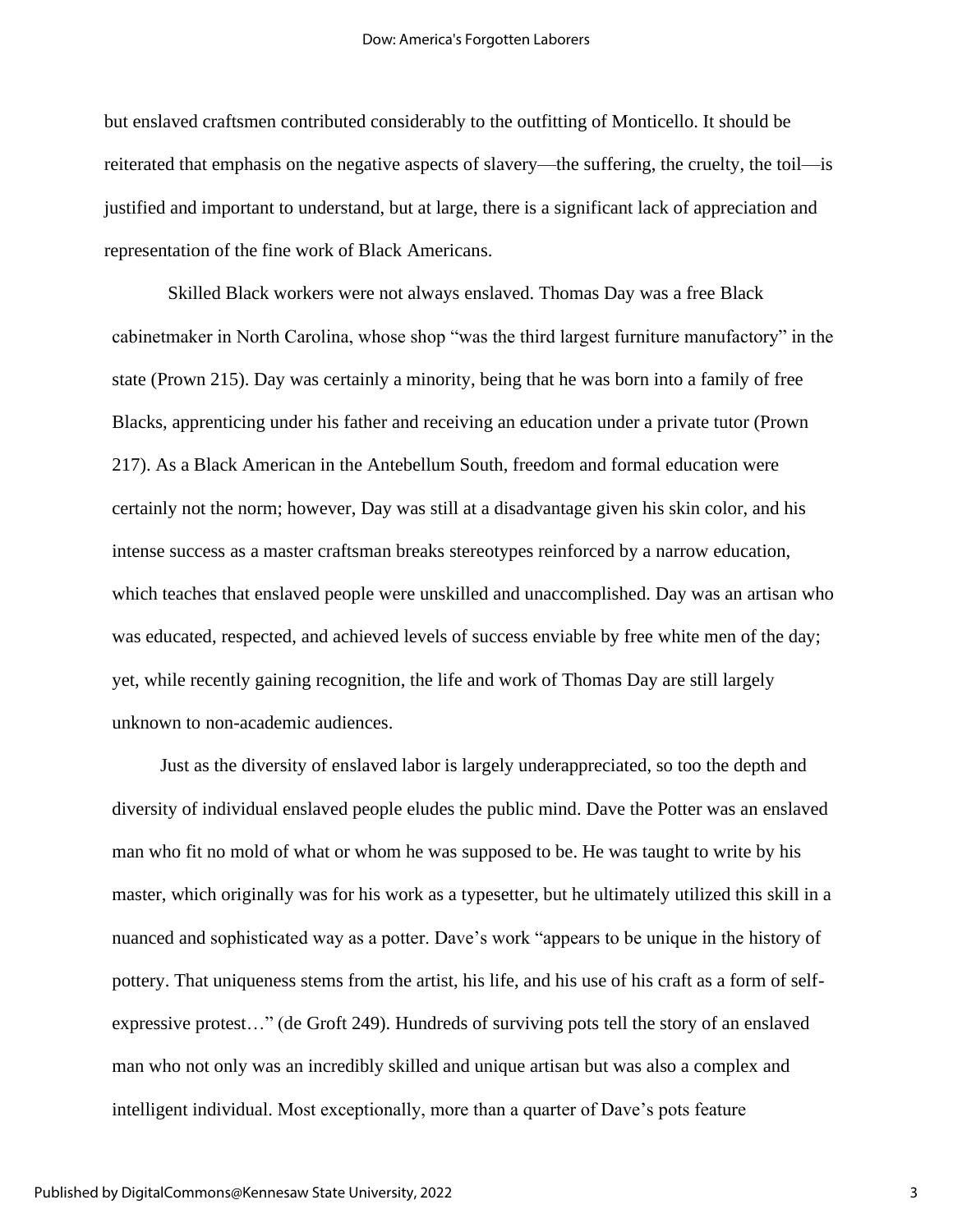but enslaved craftsmen contributed considerably to the outfitting of Monticello. It should be reiterated that emphasis on the negative aspects of slavery—the suffering, the cruelty, the toil—is justified and important to understand, but at large, there is a significant lack of appreciation and representation of the fine work of Black Americans.

Skilled Black workers were not always enslaved. Thomas Day was a free Black cabinetmaker in North Carolina, whose shop "was the third largest furniture manufactory" in the state (Prown 215). Day was certainly a minority, being that he was born into a family of free Blacks, apprenticing under his father and receiving an education under a private tutor (Prown 217). As a Black American in the Antebellum South, freedom and formal education were certainly not the norm; however, Day was still at a disadvantage given his skin color, and his intense success as a master craftsman breaks stereotypes reinforced by a narrow education, which teaches that enslaved people were unskilled and unaccomplished. Day was an artisan who was educated, respected, and achieved levels of success enviable by free white men of the day; yet, while recently gaining recognition, the life and work of Thomas Day are still largely unknown to non-academic audiences.

Just as the diversity of enslaved labor is largely underappreciated, so too the depth and diversity of individual enslaved people eludes the public mind. Dave the Potter was an enslaved man who fit no mold of what or whom he was supposed to be. He was taught to write by his master, which originally was for his work as a typesetter, but he ultimately utilized this skill in a nuanced and sophisticated way as a potter. Dave's work "appears to be unique in the history of pottery. That uniqueness stems from the artist, his life, and his use of his craft as a form of self-expressive protest…" (de Groft 249). Hundreds of surviving pots tell the story of an enslaved man who not only was an incredibly skilled and unique artisan but was also a complex and intelligent individual. Most exceptionally, more than a quarter of Dave's pots feature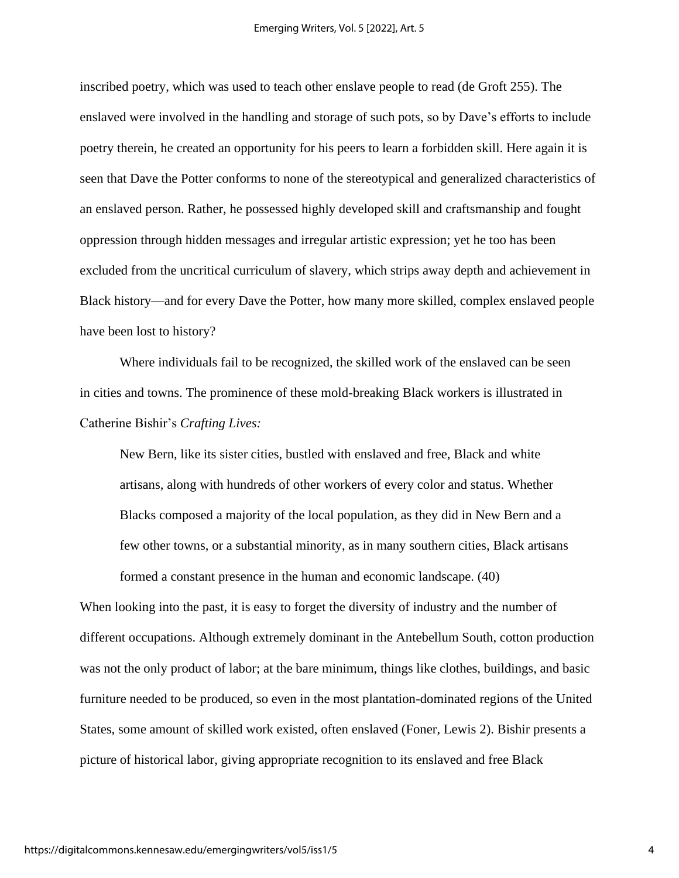inscribed poetry, which was used to teach other enslave people to read (de Groft 255). The enslaved were involved in the handling and storage of such pots, so by Dave's efforts to include poetry therein, he created an opportunity for his peers to learn a forbidden skill. Here again it is seen that Dave the Potter conforms to none of the stereotypical and generalized characteristics of an enslaved person. Rather, he possessed highly developed skill and craftsmanship and fought oppression through hidden messages and irregular artistic expression; yet he too has been excluded from the uncritical curriculum of slavery, which strips away depth and achievement in Black history—and for every Dave the Potter, how many more skilled, complex enslaved people have been lost to history?

Where individuals fail to be recognized, the skilled work of the enslaved can be seen in cities and towns. The prominence of these mold-breaking Black workers is illustrated in Catherine Bishir's *Crafting Lives:*

> New Bern, like its sister cities, bustled with enslaved and free, Black and white artisans, along with hundreds of other workers of every color and status. Whether Blacks composed a majority of the local population, as they did in New Bern and a few other towns, or a substantial minority, as in many southern cities, Black artisans formed a constant presence in the human and economic landscape. (40)

When looking into the past, it is easy to forget the diversity of industry and the number of different occupations. Although extremely dominant in the Antebellum South, cotton production was not the only product of labor; at the bare minimum, things like clothes, buildings, and basic furniture needed to be produced, so even in the most plantation-dominated regions of the United States, some amount of skilled work existed, often enslaved (Foner, Lewis 2). Bishir presents a picture of historical labor, giving appropriate recognition to its enslaved and free Black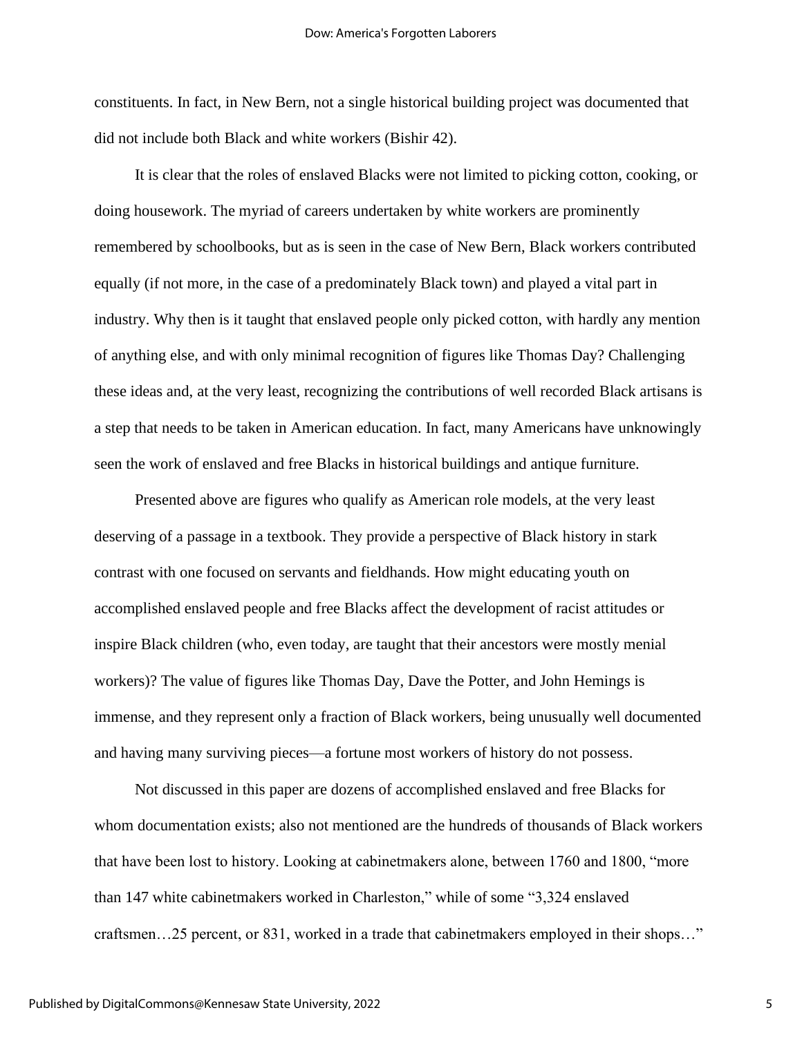constituents. In fact, in New Bern, not a single historical building project was documented that did not include both Black and white workers (Bishir 42).

It is clear that the roles of enslaved Blacks were not limited to picking cotton, cooking, or doing housework. The myriad of careers undertaken by white workers are prominently remembered by schoolbooks, but as is seen in the case of New Bern, Black workers contributed equally (if not more, in the case of a predominately Black town) and played a vital part in industry. Why then is it taught that enslaved people only picked cotton, with hardly any mention of anything else, and with only minimal recognition of figures like Thomas Day? Challenging these ideas and, at the very least, recognizing the contributions of well recorded Black artisans is a step that needs to be taken in American education. In fact, many Americans have unknowingly seen the work of enslaved and free Blacks in historical buildings and antique furniture.

Presented above are figures who qualify as American role models, at the very least deserving of a passage in a textbook. They provide a perspective of Black history in stark contrast with one focused on servants and fieldhands. How might educating youth on accomplished enslaved people and free Blacks affect the development of racist attitudes or inspire Black children (who, even today, are taught that their ancestors were mostly menial workers)? The value of figures like Thomas Day, Dave the Potter, and John Hemings is immense, and they represent only a fraction of Black workers, being unusually well documented and having many surviving pieces—a fortune most workers of history do not possess.

Not discussed in this paper are dozens of accomplished enslaved and free Blacks for whom documentation exists; also not mentioned are the hundreds of thousands of Black workers that have been lost to history. Looking at cabinetmakers alone, between 1760 and 1800, "more than 147 white cabinetmakers worked in Charleston," while of some "3,324 enslaved craftsmen…25 percent, or 831, worked in a trade that cabinetmakers employed in their shops…"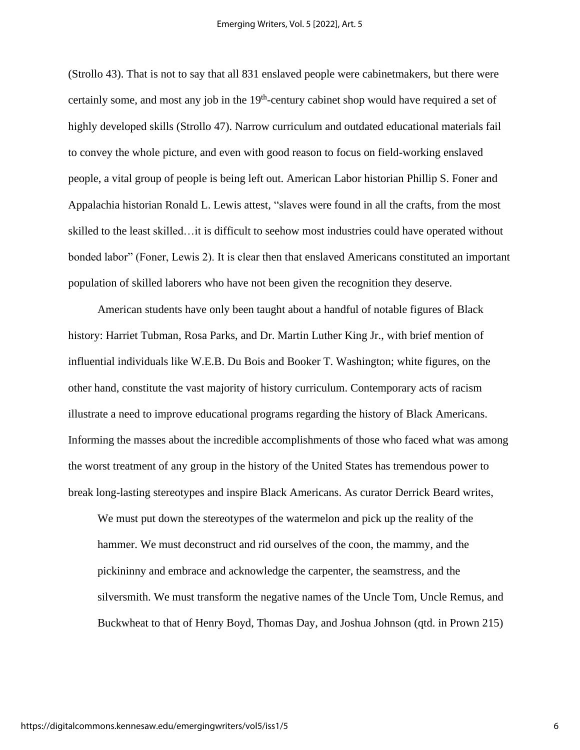(Strollo 43). That is not to say that all 831 enslaved people were cabinetmakers, but there were certainly some, and most any job in the 19th-century cabinet shop would have required a set of highly developed skills (Strollo 47). Narrow curriculum and outdated educational materials fail to convey the whole picture, and even with good reason to focus on field-working enslaved people, a vital group of people is being left out. American Labor historian Phillip S. Foner and Appalachia historian Ronald L. Lewis attest, "slaves were found in all the crafts, from the most skilled to the least skilled…it is difficult to seehow most industries could have operated without bonded labor" (Foner, Lewis 2). It is clear then that enslaved Americans constituted an important population of skilled laborers who have not been given the recognition they deserve.

American students have only been taught about a handful of notable figures of Black history: Harriet Tubman, Rosa Parks, and Dr. Martin Luther King Jr., with brief mention of influential individuals like W.E.B. Du Bois and Booker T. Washington; white figures, on the other hand, constitute the vast majority of history curriculum. Contemporary acts of racism illustrate a need to improve educational programs regarding the history of Black Americans. Informing the masses about the incredible accomplishments of those who faced what was among the worst treatment of any group in the history of the United States has tremendous power to break long-lasting stereotypes and inspire Black Americans. As curator Derrick Beard writes,

> We must put down the stereotypes of the watermelon and pick up the reality of the hammer. We must deconstruct and rid ourselves of the coon, the mammy, and the pickininny and embrace and acknowledge the carpenter, the seamstress, and the silversmith. We must transform the negative names of the Uncle Tom, Uncle Remus, and Buckwheat to that of Henry Boyd, Thomas Day, and Joshua Johnson (qtd. in Prown 215)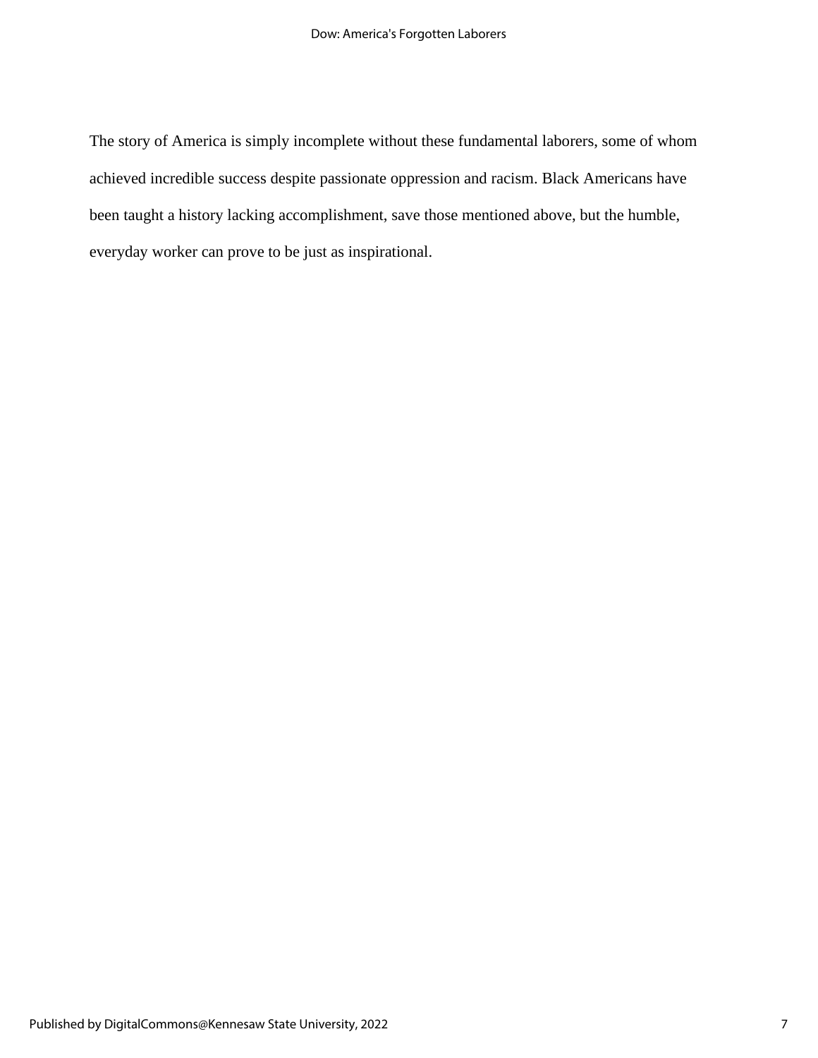The story of America is simply incomplete without these fundamental laborers, some of whom achieved incredible success despite passionate oppression and racism. Black Americans have been taught a history lacking accomplishment, save those mentioned above, but the humble, everyday worker can prove to be just as inspirational.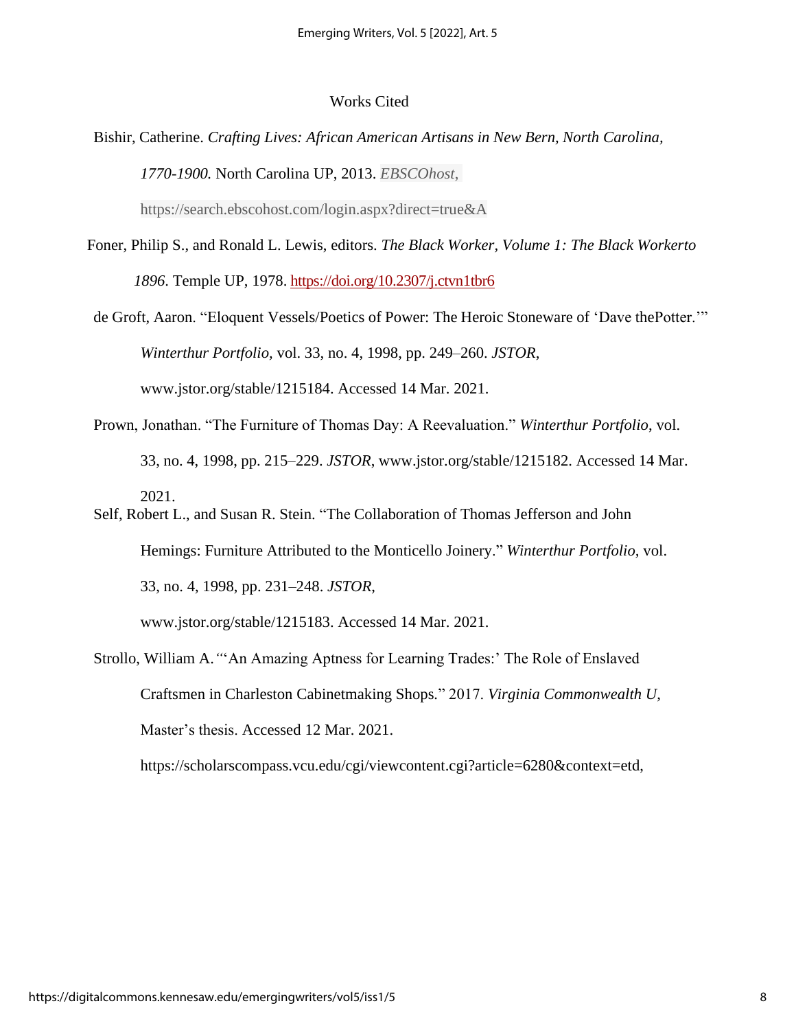# Works Cited

Bishir, Catherine. *Crafting Lives: African American Artisans in New Bern, North Carolina, 1770-1900.* North Carolina UP, 2013. *EBSCOhost*, https://search.ebscohost.com/login.aspx?direct=true&A

Foner, Philip S., and Ronald L. Lewis, editors. *The Black Worker, Volume 1: The Black Workerto 1896.* Temple UP, 1978. https://doi.org/10.2307/j.ctvn1tbr6

de Groft, Aaron. "Eloquent Vessels/Poetics of Power: The Heroic Stoneware of 'Dave thePotter.'" *Winterthur Portfolio,* vol. 33, no. 4, 1998, pp. 249–260. *JSTOR*, www.jstor.org/stable/1215184. Accessed 14 Mar. 2021.

Prown, Jonathan. "The Furniture of Thomas Day: A Reevaluation." *Winterthur Portfolio*, vol. 33, no. 4, 1998, pp. 215–229. *JSTOR*, www.jstor.org/stable/1215182. Accessed 14 Mar. 2021.

Self, Robert L., and Susan R. Stein. "The Collaboration of Thomas Jefferson and John Hemings: Furniture Attributed to the Monticello Joinery." *Winterthur Portfolio*, vol. 33, no. 4, 1998, pp. 231–248. *JSTOR*, www.jstor.org/stable/1215183. Accessed 14 Mar. 2021.

Strollo, William A. "'An Amazing Aptness for Learning Trades:' The Role of Enslaved Craftsmen in Charleston Cabinetmaking Shops." 2017. *Virginia Commonwealth U*, Master's thesis. Accessed 12 Mar. 2021. https://scholarscompass.vcu.edu/cgi/viewcontent.cgi?article=6280&context=etd,